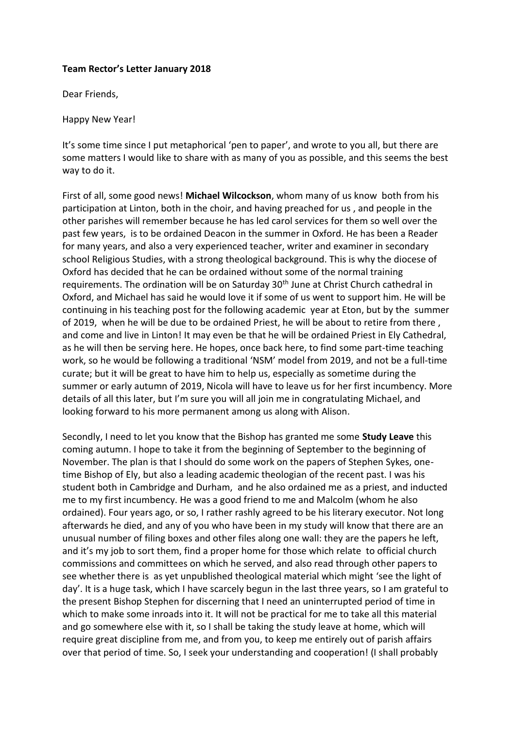**Team Rector's Letter January 2018**

Dear Friends,

Happy New Year!

It's some time since I put metaphorical 'pen to paper', and wrote to you all, but there are some matters I would like to share with as many of you as possible, and this seems the best way to do it.

First of all, some good news! **Michael Wilcockson**, whom many of us know both from his participation at Linton, both in the choir, and having preached for us , and people in the other parishes will remember because he has led carol services for them so well over the past few years, is to be ordained Deacon in the summer in Oxford. He has been a Reader for many years, and also a very experienced teacher, writer and examiner in secondary school Religious Studies, with a strong theological background. This is why the diocese of Oxford has decided that he can be ordained without some of the normal training requirements. The ordination will be on Saturday 30th June at Christ Church cathedral in Oxford, and Michael has said he would love it if some of us went to support him. He will be continuing in his teaching post for the following academic year at Eton, but by the summer of 2019, when he will be due to be ordained Priest, he will be about to retire from there , and come and live in Linton! It may even be that he will be ordained Priest in Ely Cathedral, as he will then be serving here. He hopes, once back here, to find some part-time teaching work, so he would be following a traditional 'NSM' model from 2019, and not be a full-time curate; but it will be great to have him to help us, especially as sometime during the summer or early autumn of 2019, Nicola will have to leave us for her first incumbency. More details of all this later, but I'm sure you will all join me in congratulating Michael, and looking forward to his more permanent among us along with Alison.

Secondly, I need to let you know that the Bishop has granted me some **Study Leave** this coming autumn. I hope to take it from the beginning of September to the beginning of November. The plan is that I should do some work on the papers of Stephen Sykes, one-time Bishop of Ely, but also a leading academic theologian of the recent past. I was his student both in Cambridge and Durham, and he also ordained me as a priest, and inducted me to my first incumbency. He was a good friend to me and Malcolm (whom he also ordained). Four years ago, or so, I rather rashly agreed to be his literary executor. Not long afterwards he died, and any of you who have been in my study will know that there are an unusual number of filing boxes and other files along one wall: they are the papers he left, and it's my job to sort them, find a proper home for those which relate to official church commissions and committees on which he served, and also read through other papers to see whether there is as yet unpublished theological material which might 'see the light of day'. It is a huge task, which I have scarcely begun in the last three years, so I am grateful to the present Bishop Stephen for discerning that I need an uninterrupted period of time in which to make some inroads into it. It will not be practical for me to take all this material and go somewhere else with it, so I shall be taking the study leave at home, which will require great discipline from me, and from you, to keep me entirely out of parish affairs over that period of time. So, I seek your understanding and cooperation! (I shall probably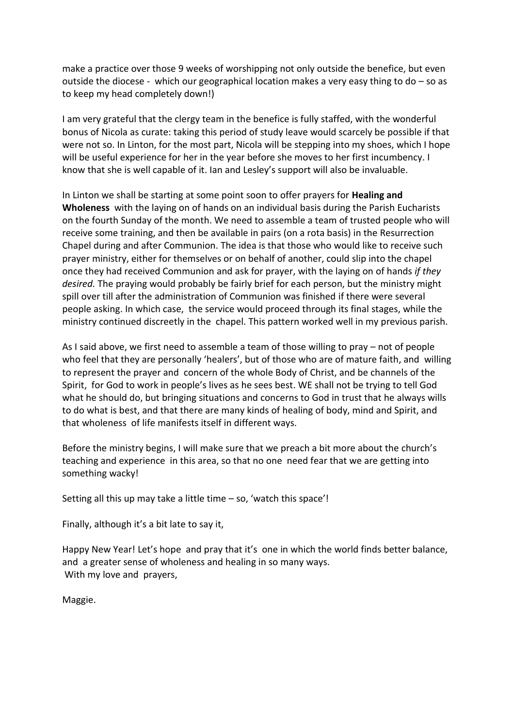make a practice over those 9 weeks of worshipping not only outside the benefice, but even outside the diocese - which our geographical location makes a very easy thing to do – so as to keep my head completely down!)

I am very grateful that the clergy team in the benefice is fully staffed, with the wonderful bonus of Nicola as curate: taking this period of study leave would scarcely be possible if that were not so. In Linton, for the most part, Nicola will be stepping into my shoes, which I hope will be useful experience for her in the year before she moves to her first incumbency. I know that she is well capable of it. Ian and Lesley's support will also be invaluable.

In Linton we shall be starting at some point soon to offer prayers for **Healing and Wholeness** with the laying on of hands on an individual basis during the Parish Eucharists on the fourth Sunday of the month. We need to assemble a team of trusted people who will receive some training, and then be available in pairs (on a rota basis) in the Resurrection Chapel during and after Communion. The idea is that those who would like to receive such prayer ministry, either for themselves or on behalf of another, could slip into the chapel once they had received Communion and ask for prayer, with the laying on of hands *if they desired.* The praying would probably be fairly brief for each person, but the ministry might spill over till after the administration of Communion was finished if there were several people asking. In which case, the service would proceed through its final stages, while the ministry continued discreetly in the chapel. This pattern worked well in my previous parish.

As I said above, we first need to assemble a team of those willing to pray – not of people who feel that they are personally 'healers', but of those who are of mature faith, and willing to represent the prayer and concern of the whole Body of Christ, and be channels of the Spirit, for God to work in people's lives as he sees best. WE shall not be trying to tell God what he should do, but bringing situations and concerns to God in trust that he always wills to do what is best, and that there are many kinds of healing of body, mind and Spirit, and that wholeness of life manifests itself in different ways.

Before the ministry begins, I will make sure that we preach a bit more about the church's teaching and experience in this area, so that no one need fear that we are getting into something wacky!

Setting all this up may take a little time – so, 'watch this space'!

Finally, although it's a bit late to say it,

Happy New Year! Let's hope and pray that it's one in which the world finds better balance, and a greater sense of wholeness and healing in so many ways.
With my love and prayers,

Maggie.